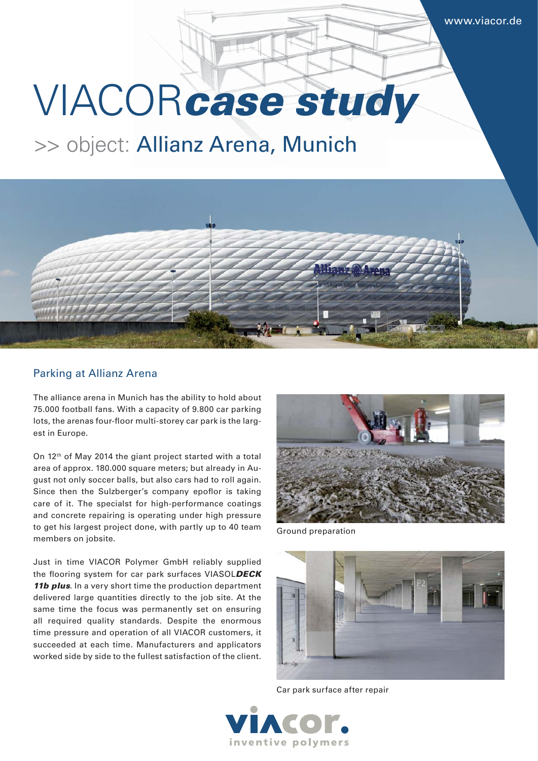www.viacor.de

# VIACOR***case study***

## >> object: Allianz Arena, Munich

### Parking at Allianz Arena

The alliance arena in Munich has the ability to hold about 75.000 football fans. With a capacity of 9.800 car parking lots, the arenas four-floor multi-storey car park is the largest in Europe.

On 12th of May 2014 the giant project started with a total area of approx. 180.000 square meters; but already in August not only soccer balls, but also cars had to roll again. Since then the Sulzberger's company epoflor is taking care of it. The specialst for high-performance coatings and concrete repairing is operating under high pressure to get his largest project done, with partly up to 40 team members on jobsite.

Just in time VIACOR Polymer GmbH reliably supplied the flooring system for car park surfaces VIASOL***DECK 11b plus***. In a very short time the production department delivered large quantities directly to the job site. At the same time the focus was permanently set on ensuring all required quality standards. Despite the enormous time pressure and operation of all VIACOR customers, it succeeded at each time. Manufacturers and applicators worked side by side to the fullest satisfaction of the client.

Ground preparation

Car park surface after repair

viacor.
inventive polymers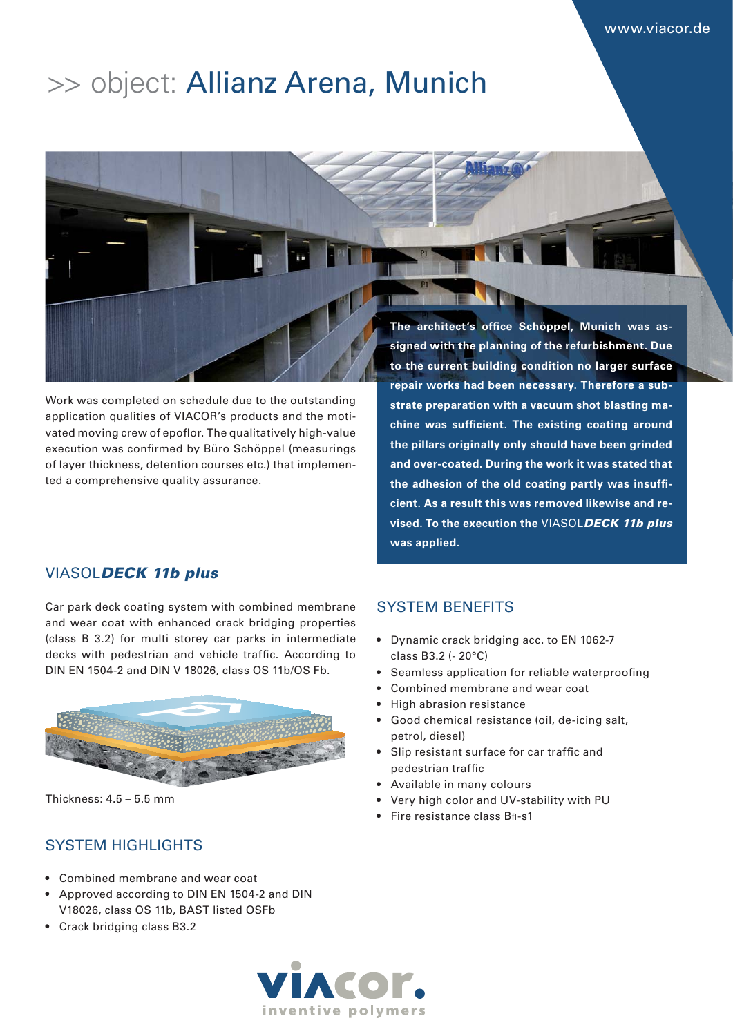# >> object: Allianz Arena, Munich

**The architect's office Schöppel, Munich was assigned with the planning of the refurbishment. Due to the current building condition no larger surface repair works had been necessary. Therefore a substrate preparation with a vacuum shot blasting machine was sufficient. The existing coating around the pillars originally only should have been grinded and over-coated. During the work it was stated that the adhesion of the old coating partly was insufficient. As a result this was removed likewise and revised. To the execution the VIASOL*DECK 11b plus* was applied.**

Work was completed on schedule due to the outstanding application qualities of VIACOR's products and the motivated moving crew of epoflor. The qualitatively high-value execution was confirmed by Büro Schöppel (measurings of layer thickness, detention courses etc.) that implemented a comprehensive quality assurance.

## VIASOL*DECK 11b plus*

Car park deck coating system with combined membrane and wear coat with enhanced crack bridging properties (class B 3.2) for multi storey car parks in intermediate decks with pedestrian and vehicle traffic. According to DIN EN 1504-2 and DIN V 18026, class OS 11b/OS Fb.

Thickness: 4.5 – 5.5 mm

## SYSTEM HIGHLIGHTS

- Combined membrane and wear coat
- Approved according to DIN EN 1504-2 and DIN V18026, class OS 11b, BAST listed OSFb
- Crack bridging class B3.2

## SYSTEM BENEFITS

- Dynamic crack bridging acc. to EN 1062-7 class B3.2 (- 20°C)
- Seamless application for reliable waterproofing
- Combined membrane and wear coat
- High abrasion resistance
- Good chemical resistance (oil, de-icing salt, petrol, diesel)
- Slip resistant surface for car traffic and pedestrian traffic
- Available in many colours
- Very high color and UV-stability with PU
- Fire resistance class Bfl-s1

viacor. inventive polymers